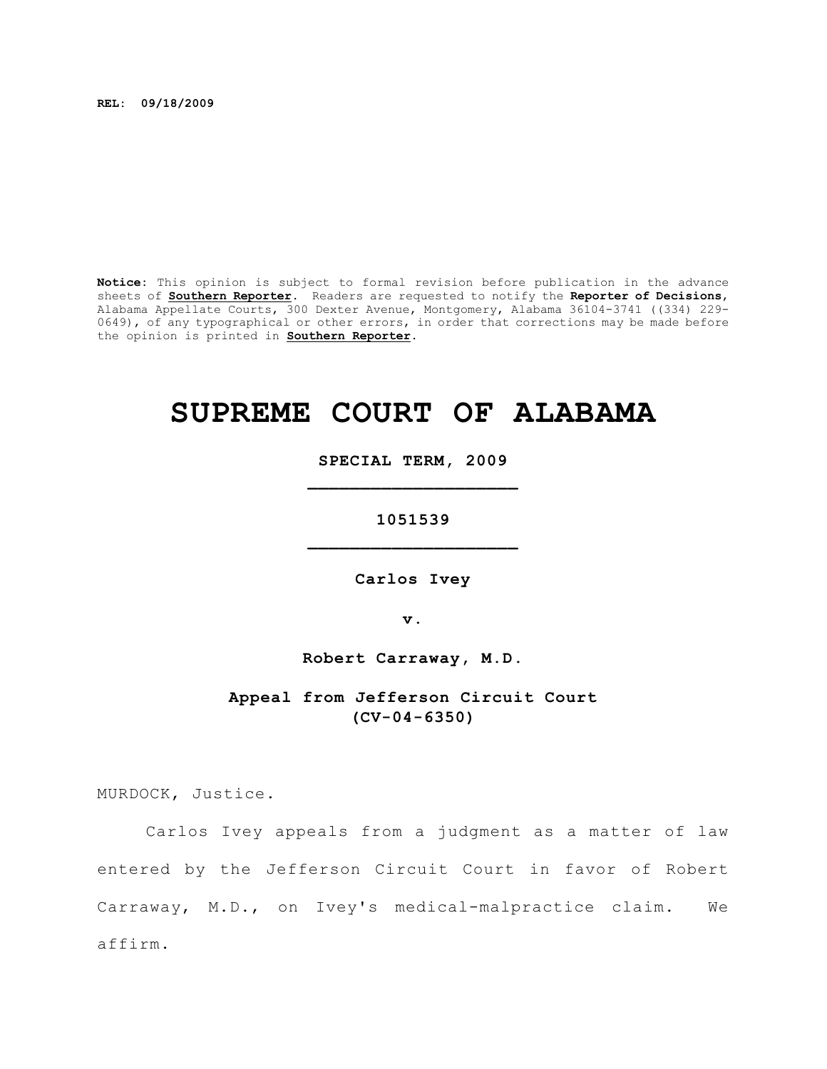**REL: 09/18/2009**

**Notice:** This opinion is subject to formal revision before publication in the advance sheets of **Southern Reporter**. Readers are requested to notify the **Reporter of Decisions**, Alabama Appellate Courts, 300 Dexter Avenue, Montgomery, Alabama 36104-3741 ((334) 229-0649), of any typographical or other errors, in order that corrections may be made before the opinion is printed in **Southern Reporter**.

# SUPREME COURT OF ALABAMA

**SPECIAL TERM, 2009**

---

**1051539**

---

**Carlos Ivey**

**v.**

**Robert Carraway, M.D.**

**Appeal from Jefferson Circuit Court (CV-04-6350)**

MURDOCK, Justice.

Carlos Ivey appeals from a judgment as a matter of law entered by the Jefferson Circuit Court in favor of Robert Carraway, M.D., on Ivey's medical-malpractice claim. We affirm.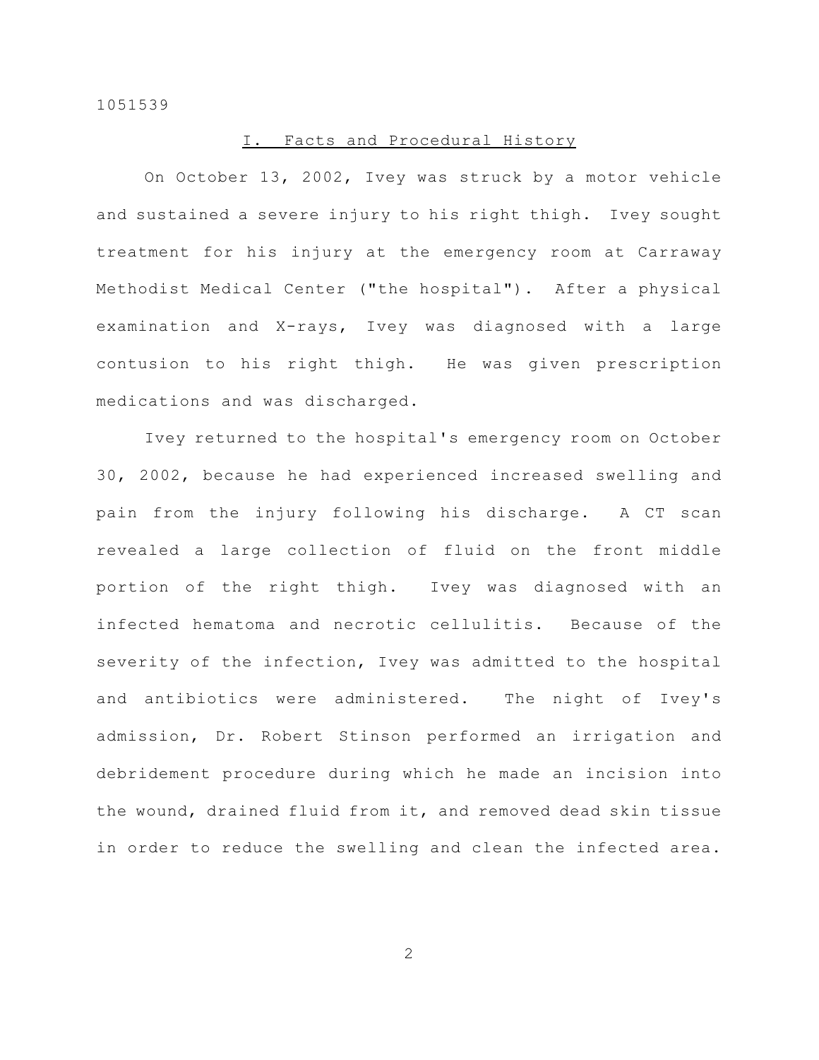## I. Facts and Procedural History

On October 13, 2002, Ivey was struck by a motor vehicle and sustained a severe injury to his right thigh. Ivey sought treatment for his injury at the emergency room at Carraway Methodist Medical Center ("the hospital"). After a physical examination and X-rays, Ivey was diagnosed with a large contusion to his right thigh. He was given prescription medications and was discharged.

Ivey returned to the hospital's emergency room on October 30, 2002, because he had experienced increased swelling and pain from the injury following his discharge. A CT scan revealed a large collection of fluid on the front middle portion of the right thigh. Ivey was diagnosed with an infected hematoma and necrotic cellulitis. Because of the severity of the infection, Ivey was admitted to the hospital and antibiotics were administered. The night of Ivey's admission, Dr. Robert Stinson performed an irrigation and debridement procedure during which he made an incision into the wound, drained fluid from it, and removed dead skin tissue in order to reduce the swelling and clean the infected area.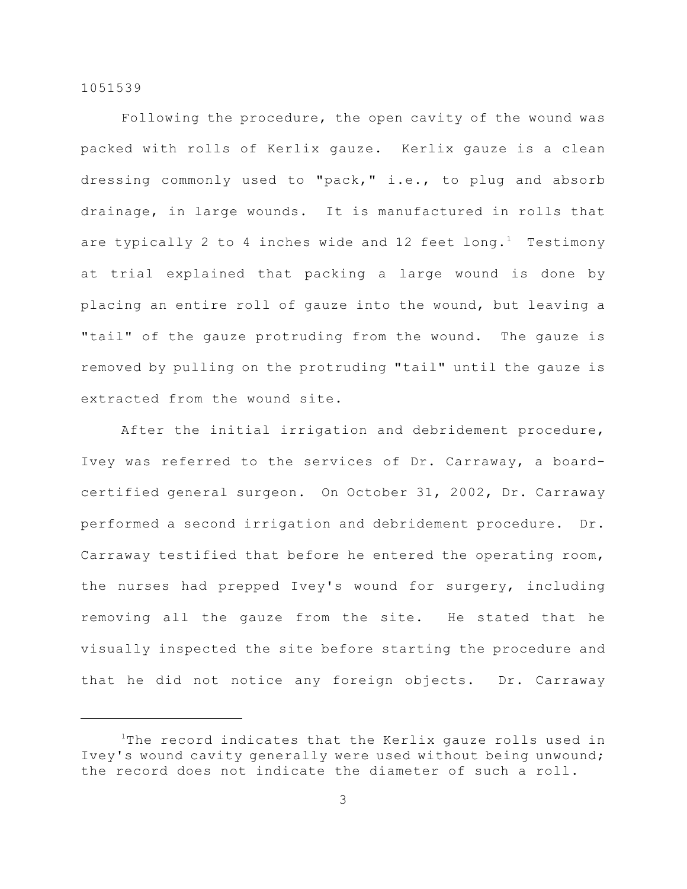Following the procedure, the open cavity of the wound was packed with rolls of Kerlix gauze. Kerlix gauze is a clean dressing commonly used to "pack," i.e., to plug and absorb drainage, in large wounds. It is manufactured in rolls that are typically 2 to 4 inches wide and 12 feet long.[1] Testimony at trial explained that packing a large wound is done by placing an entire roll of gauze into the wound, but leaving a "tail" of the gauze protruding from the wound. The gauze is removed by pulling on the protruding "tail" until the gauze is extracted from the wound site.

After the initial irrigation and debridement procedure, Ivey was referred to the services of Dr. Carraway, a board-certified general surgeon. On October 31, 2002, Dr. Carraway performed a second irrigation and debridement procedure. Dr. Carraway testified that before he entered the operating room, the nurses had prepped Ivey's wound for surgery, including removing all the gauze from the site. He stated that he visually inspected the site before starting the procedure and that he did not notice any foreign objects. Dr. Carraway

---

[1]The record indicates that the Kerlix gauze rolls used in Ivey's wound cavity generally were used without being unwound; the record does not indicate the diameter of such a roll.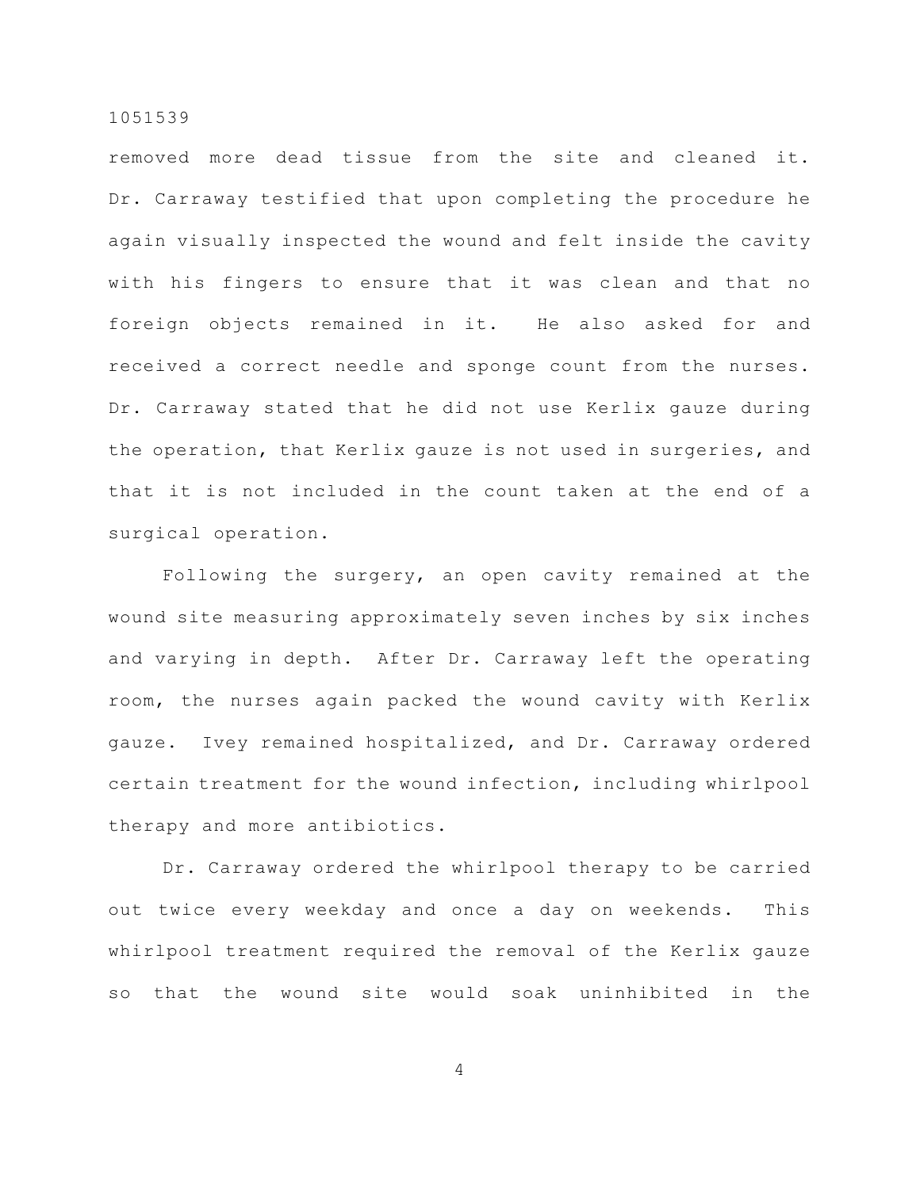removed more dead tissue from the site and cleaned it. Dr. Carraway testified that upon completing the procedure he again visually inspected the wound and felt inside the cavity with his fingers to ensure that it was clean and that no foreign objects remained in it. He also asked for and received a correct needle and sponge count from the nurses. Dr. Carraway stated that he did not use Kerlix gauze during the operation, that Kerlix gauze is not used in surgeries, and that it is not included in the count taken at the end of a surgical operation.

Following the surgery, an open cavity remained at the wound site measuring approximately seven inches by six inches and varying in depth. After Dr. Carraway left the operating room, the nurses again packed the wound cavity with Kerlix gauze. Ivey remained hospitalized, and Dr. Carraway ordered certain treatment for the wound infection, including whirlpool therapy and more antibiotics.

Dr. Carraway ordered the whirlpool therapy to be carried out twice every weekday and once a day on weekends. This whirlpool treatment required the removal of the Kerlix gauze so that the wound site would soak uninhibited in the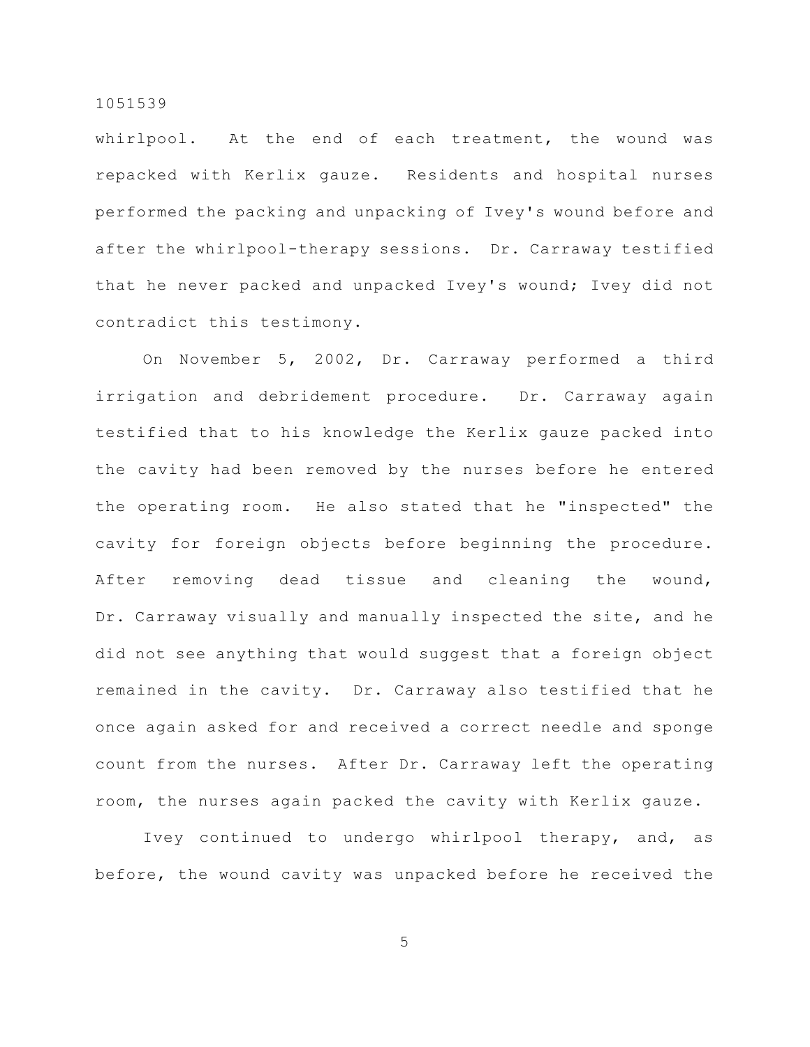whirlpool. At the end of each treatment, the wound was repacked with Kerlix gauze. Residents and hospital nurses performed the packing and unpacking of Ivey's wound before and after the whirlpool-therapy sessions. Dr. Carraway testified that he never packed and unpacked Ivey's wound; Ivey did not contradict this testimony.

On November 5, 2002, Dr. Carraway performed a third irrigation and debridement procedure. Dr. Carraway again testified that to his knowledge the Kerlix gauze packed into the cavity had been removed by the nurses before he entered the operating room. He also stated that he "inspected" the cavity for foreign objects before beginning the procedure. After removing dead tissue and cleaning the wound, Dr. Carraway visually and manually inspected the site, and he did not see anything that would suggest that a foreign object remained in the cavity. Dr. Carraway also testified that he once again asked for and received a correct needle and sponge count from the nurses. After Dr. Carraway left the operating room, the nurses again packed the cavity with Kerlix gauze.

Ivey continued to undergo whirlpool therapy, and, as before, the wound cavity was unpacked before he received the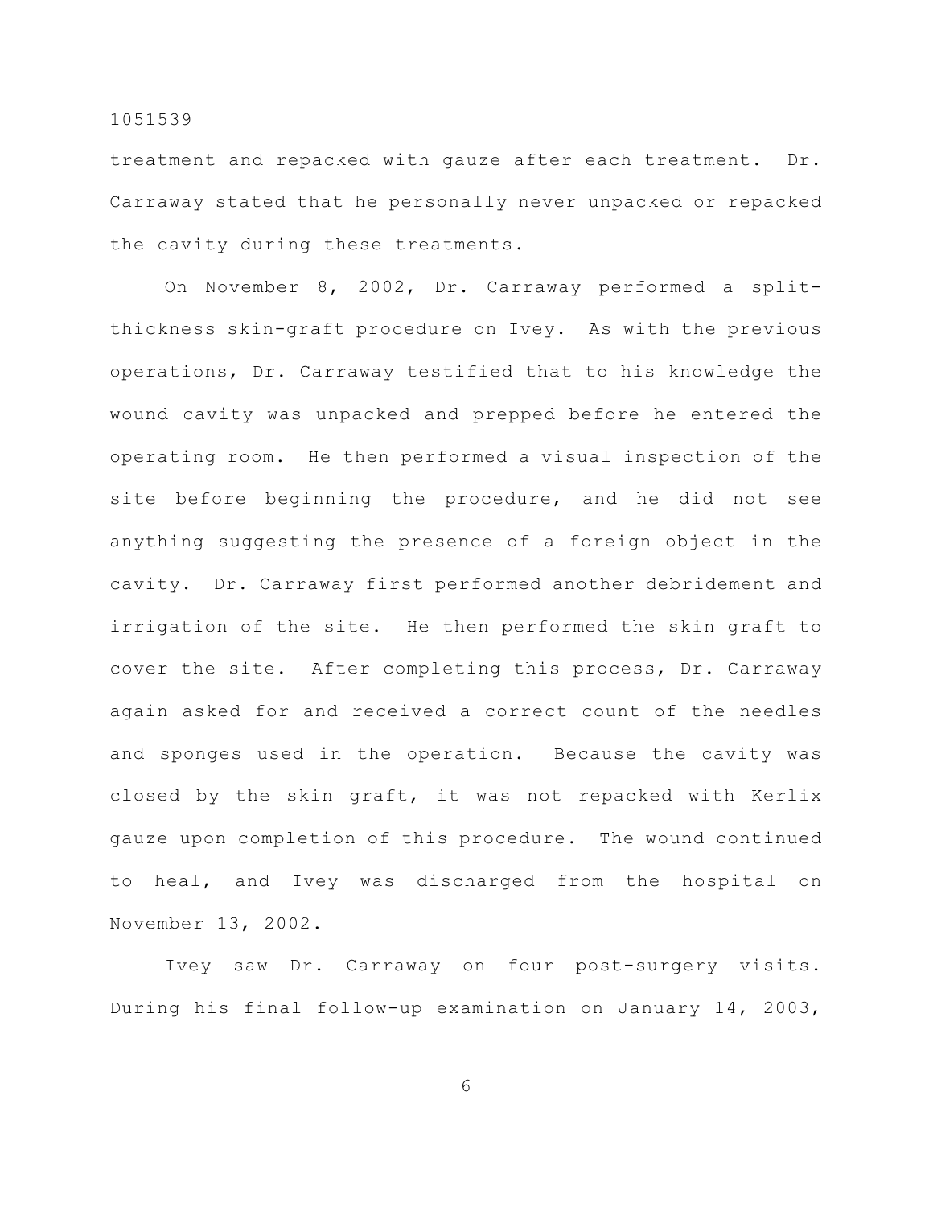treatment and repacked with gauze after each treatment. Dr. Carraway stated that he personally never unpacked or repacked the cavity during these treatments.

On November 8, 2002, Dr. Carraway performed a split-thickness skin-graft procedure on Ivey. As with the previous operations, Dr. Carraway testified that to his knowledge the wound cavity was unpacked and prepped before he entered the operating room. He then performed a visual inspection of the site before beginning the procedure, and he did not see anything suggesting the presence of a foreign object in the cavity. Dr. Carraway first performed another debridement and irrigation of the site. He then performed the skin graft to cover the site. After completing this process, Dr. Carraway again asked for and received a correct count of the needles and sponges used in the operation. Because the cavity was closed by the skin graft, it was not repacked with Kerlix gauze upon completion of this procedure. The wound continued to heal, and Ivey was discharged from the hospital on November 13, 2002.

Ivey saw Dr. Carraway on four post-surgery visits. During his final follow-up examination on January 14, 2003,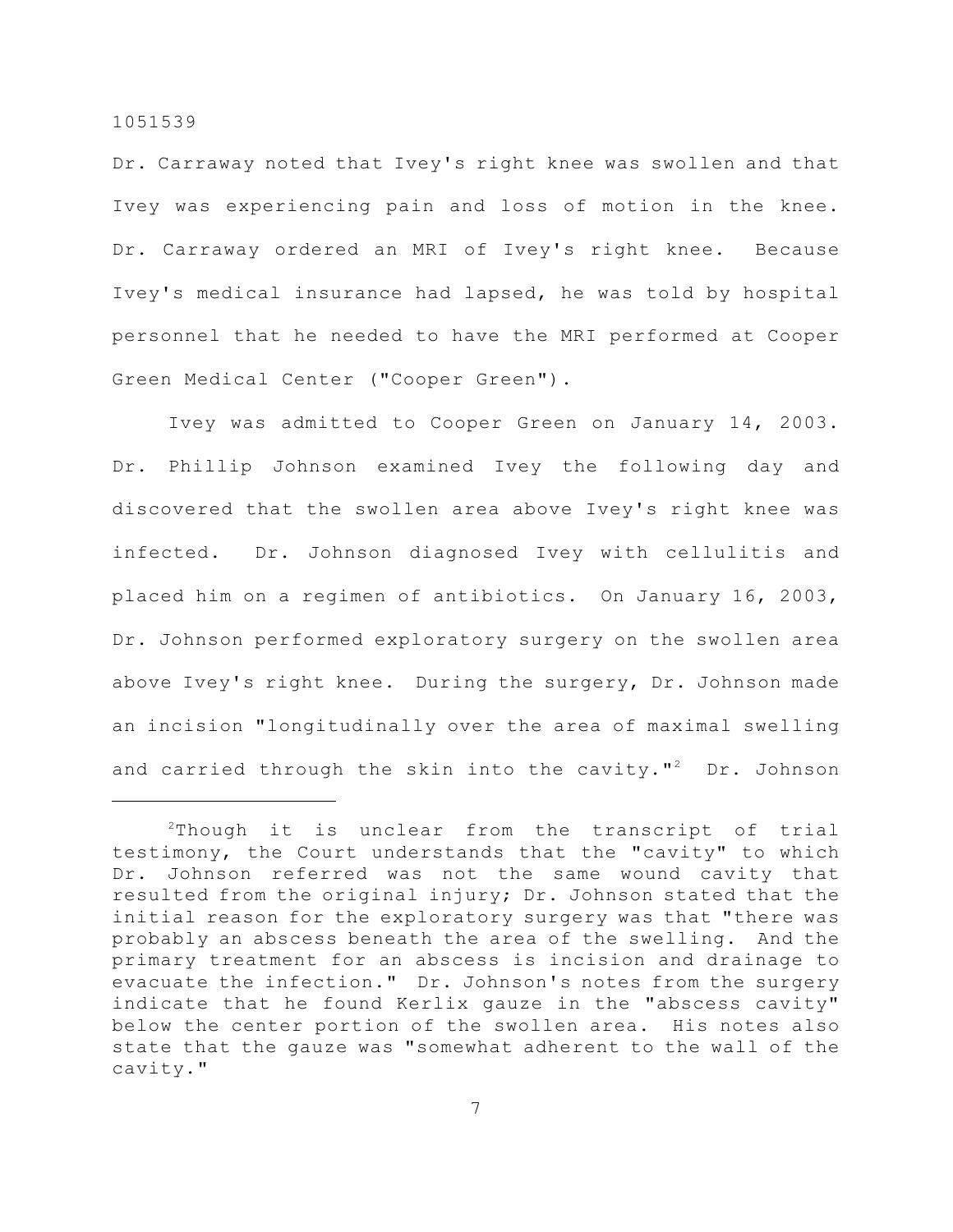Dr. Carraway noted that Ivey's right knee was swollen and that Ivey was experiencing pain and loss of motion in the knee. Dr. Carraway ordered an MRI of Ivey's right knee. Because Ivey's medical insurance had lapsed, he was told by hospital personnel that he needed to have the MRI performed at Cooper Green Medical Center ("Cooper Green").

Ivey was admitted to Cooper Green on January 14, 2003. Dr. Phillip Johnson examined Ivey the following day and discovered that the swollen area above Ivey's right knee was infected. Dr. Johnson diagnosed Ivey with cellulitis and placed him on a regimen of antibiotics. On January 16, 2003, Dr. Johnson performed exploratory surgery on the swollen area above Ivey's right knee. During the surgery, Dr. Johnson made an incision "longitudinally over the area of maximal swelling and carried through the skin into the cavity."[2] Dr. Johnson

---

[2]Though it is unclear from the transcript of trial testimony, the Court understands that the "cavity" to which Dr. Johnson referred was not the same wound cavity that resulted from the original injury; Dr. Johnson stated that the initial reason for the exploratory surgery was that "there was probably an abscess beneath the area of the swelling. And the primary treatment for an abscess is incision and drainage to evacuate the infection." Dr. Johnson's notes from the surgery indicate that he found Kerlix gauze in the "abscess cavity" below the center portion of the swollen area. His notes also state that the gauze was "somewhat adherent to the wall of the cavity."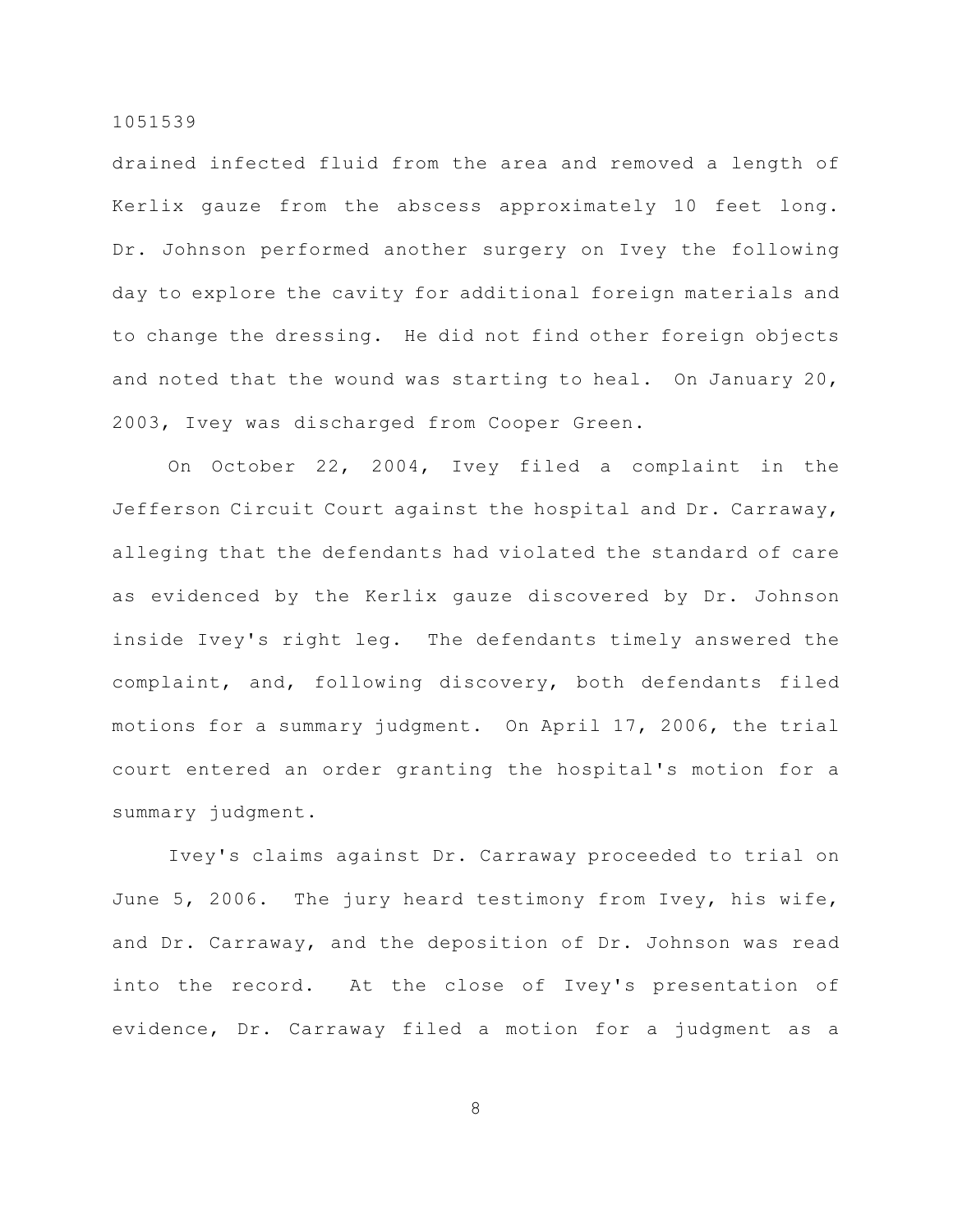drained infected fluid from the area and removed a length of Kerlix gauze from the abscess approximately 10 feet long. Dr. Johnson performed another surgery on Ivey the following day to explore the cavity for additional foreign materials and to change the dressing. He did not find other foreign objects and noted that the wound was starting to heal. On January 20, 2003, Ivey was discharged from Cooper Green.

On October 22, 2004, Ivey filed a complaint in the Jefferson Circuit Court against the hospital and Dr. Carraway, alleging that the defendants had violated the standard of care as evidenced by the Kerlix gauze discovered by Dr. Johnson inside Ivey's right leg. The defendants timely answered the complaint, and, following discovery, both defendants filed motions for a summary judgment. On April 17, 2006, the trial court entered an order granting the hospital's motion for a summary judgment.

Ivey's claims against Dr. Carraway proceeded to trial on June 5, 2006. The jury heard testimony from Ivey, his wife, and Dr. Carraway, and the deposition of Dr. Johnson was read into the record. At the close of Ivey's presentation of evidence, Dr. Carraway filed a motion for a judgment as a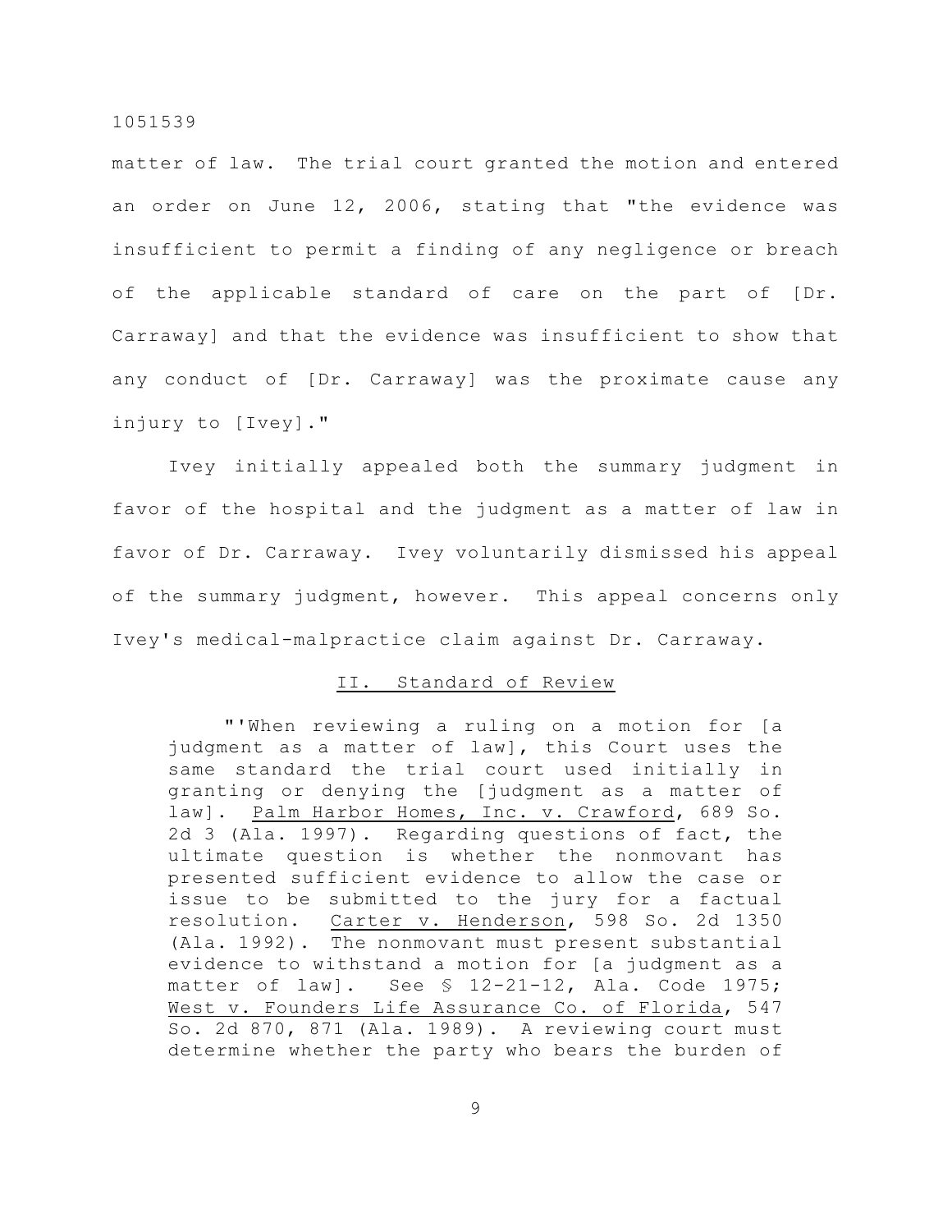matter of law. The trial court granted the motion and entered an order on June 12, 2006, stating that "the evidence was insufficient to permit a finding of any negligence or breach of the applicable standard of care on the part of [Dr. Carraway] and that the evidence was insufficient to show that any conduct of [Dr. Carraway] was the proximate cause any injury to [Ivey]."

Ivey initially appealed both the summary judgment in favor of the hospital and the judgment as a matter of law in favor of Dr. Carraway. Ivey voluntarily dismissed his appeal of the summary judgment, however. This appeal concerns only Ivey's medical-malpractice claim against Dr. Carraway.

## II. Standard of Review

> "'When reviewing a ruling on a motion for [a judgment as a matter of law], this Court uses the same standard the trial court used initially in granting or denying the [judgment as a matter of law]. Palm Harbor Homes, Inc. v. Crawford, 689 So. 2d 3 (Ala. 1997). Regarding questions of fact, the ultimate question is whether the nonmovant has presented sufficient evidence to allow the case or issue to be submitted to the jury for a factual resolution. Carter v. Henderson, 598 So. 2d 1350 (Ala. 1992). The nonmovant must present substantial evidence to withstand a motion for [a judgment as a matter of law]. See § 12-21-12, Ala. Code 1975; West v. Founders Life Assurance Co. of Florida, 547 So. 2d 870, 871 (Ala. 1989). A reviewing court must determine whether the party who bears the burden of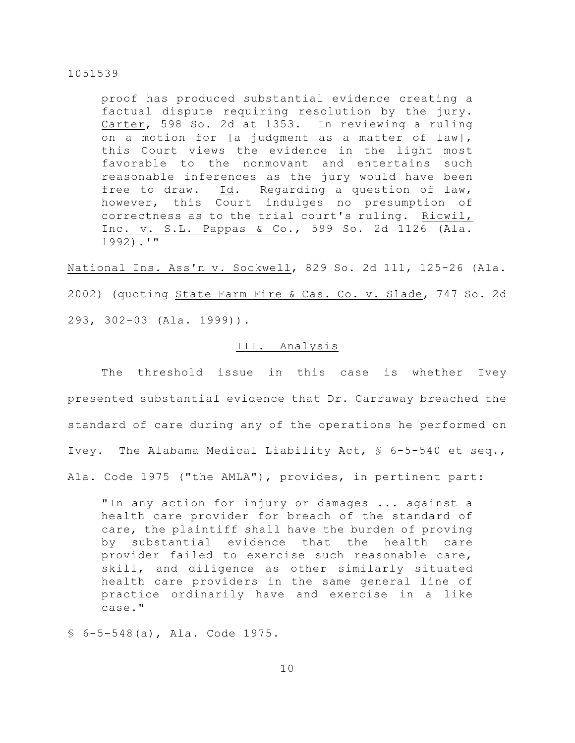proof has produced substantial evidence creating a factual dispute requiring resolution by the jury. Carter, 598 So. 2d at 1353. In reviewing a ruling on a motion for [a judgment as a matter of law], this Court views the evidence in the light most favorable to the nonmovant and entertains such reasonable inferences as the jury would have been free to draw. Id. Regarding a question of law, however, this Court indulges no presumption of correctness as to the trial court's ruling. Ricwil, Inc. v. S.L. Pappas & Co., 599 So. 2d 1126 (Ala. 1992).'"

National Ins. Ass'n v. Sockwell, 829 So. 2d 111, 125-26 (Ala. 2002) (quoting State Farm Fire & Cas. Co. v. Slade, 747 So. 2d 293, 302-03 (Ala. 1999)).

## III. Analysis

The threshold issue in this case is whether Ivey presented substantial evidence that Dr. Carraway breached the standard of care during any of the operations he performed on Ivey. The Alabama Medical Liability Act, § 6-5-540 et seq., Ala. Code 1975 ("the AMLA"), provides, in pertinent part:

> "In any action for injury or damages ... against a health care provider for breach of the standard of care, the plaintiff shall have the burden of proving by substantial evidence that the health care provider failed to exercise such reasonable care, skill, and diligence as other similarly situated health care providers in the same general line of practice ordinarily have and exercise in a like case."

§ 6-5-548(a), Ala. Code 1975.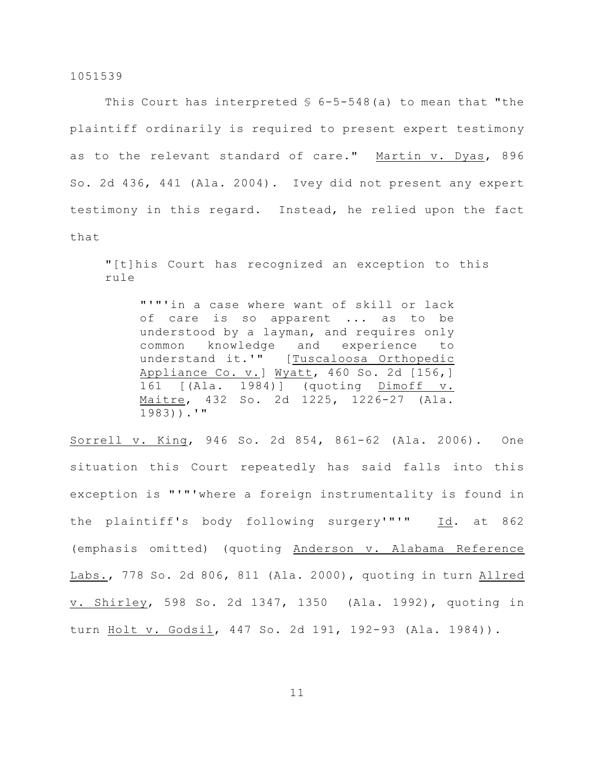This Court has interpreted § 6-5-548(a) to mean that "the plaintiff ordinarily is required to present expert testimony as to the relevant standard of care." Martin v. Dyas, 896 So. 2d 436, 441 (Ala. 2004). Ivey did not present any expert testimony in this regard. Instead, he relied upon the fact that

> "[t]his Court has recognized an exception to this rule
>
> > "'"'in a case where want of skill or lack of care is so apparent ... as to be understood by a layman, and requires only common knowledge and experience to understand it.'" [Tuscaloosa Orthopedic Appliance Co. v.] Wyatt, 460 So. 2d [156,] 161 [(Ala. 1984)] (quoting Dimoff v. Maitre, 432 So. 2d 1225, 1226-27 (Ala. 1983)).'"

Sorrell v. King, 946 So. 2d 854, 861-62 (Ala. 2006). One situation this Court repeatedly has said falls into this exception is "'"'where a foreign instrumentality is found in the plaintiff's body following surgery'"'" Id. at 862 (emphasis omitted) (quoting Anderson v. Alabama Reference Labs., 778 So. 2d 806, 811 (Ala. 2000), quoting in turn Allred v. Shirley, 598 So. 2d 1347, 1350 (Ala. 1992), quoting in turn Holt v. Godsil, 447 So. 2d 191, 192-93 (Ala. 1984)).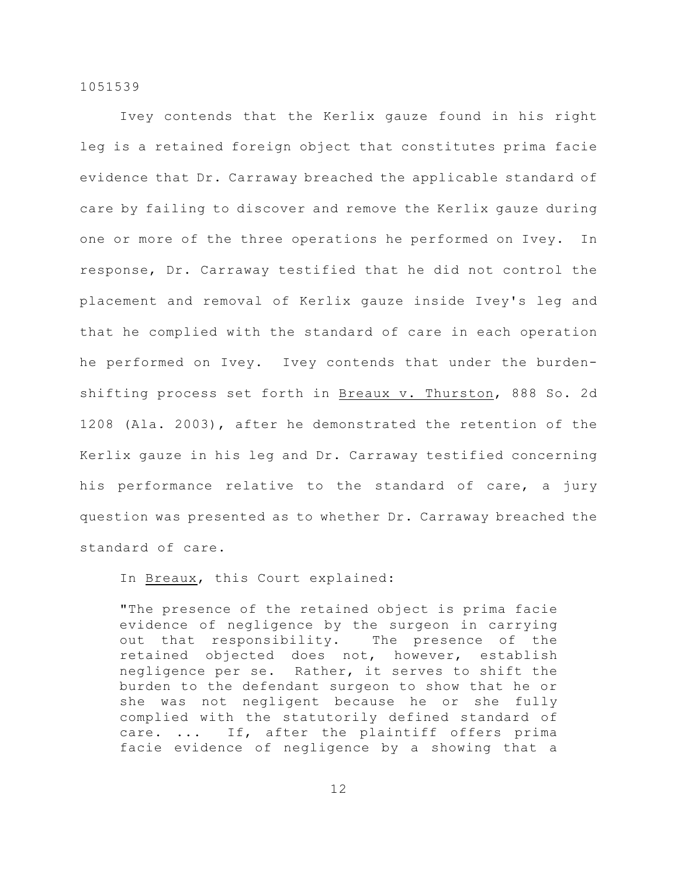Ivey contends that the Kerlix gauze found in his right leg is a retained foreign object that constitutes prima facie evidence that Dr. Carraway breached the applicable standard of care by failing to discover and remove the Kerlix gauze during one or more of the three operations he performed on Ivey. In response, Dr. Carraway testified that he did not control the placement and removal of Kerlix gauze inside Ivey's leg and that he complied with the standard of care in each operation he performed on Ivey. Ivey contends that under the burden-shifting process set forth in Breaux v. Thurston, 888 So. 2d 1208 (Ala. 2003), after he demonstrated the retention of the Kerlix gauze in his leg and Dr. Carraway testified concerning his performance relative to the standard of care, a jury question was presented as to whether Dr. Carraway breached the standard of care.

In Breaux, this Court explained:

> "The presence of the retained object is prima facie evidence of negligence by the surgeon in carrying out that responsibility. The presence of the retained objected does not, however, establish negligence per se. Rather, it serves to shift the burden to the defendant surgeon to show that he or she was not negligent because he or she fully complied with the statutorily defined standard of care. ... If, after the plaintiff offers prima facie evidence of negligence by a showing that a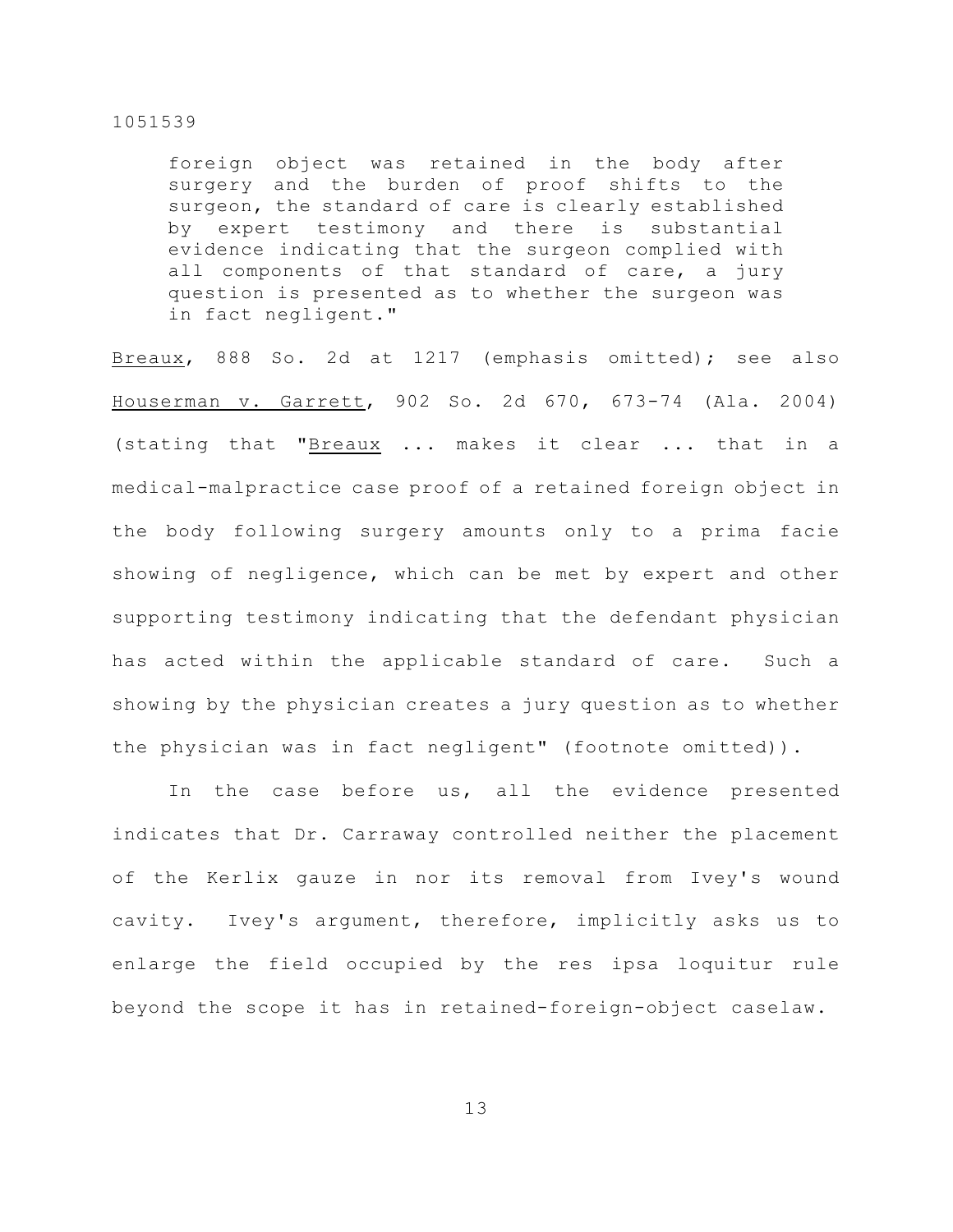> foreign object was retained in the body after surgery and the burden of proof shifts to the surgeon, the standard of care is clearly established by expert testimony and there is substantial evidence indicating that the surgeon complied with all components of that standard of care, a jury question is presented as to whether the surgeon was in fact negligent."

Breaux, 888 So. 2d at 1217 (emphasis omitted); see also Houserman v. Garrett, 902 So. 2d 670, 673-74 (Ala. 2004) (stating that "Breaux ... makes it clear ... that in a medical-malpractice case proof of a retained foreign object in the body following surgery amounts only to a prima facie showing of negligence, which can be met by expert and other supporting testimony indicating that the defendant physician has acted within the applicable standard of care. Such a showing by the physician creates a jury question as to whether the physician was in fact negligent" (footnote omitted)).

In the case before us, all the evidence presented indicates that Dr. Carraway controlled neither the placement of the Kerlix gauze in nor its removal from Ivey's wound cavity. Ivey's argument, therefore, implicitly asks us to enlarge the field occupied by the res ipsa loquitur rule beyond the scope it has in retained-foreign-object caselaw.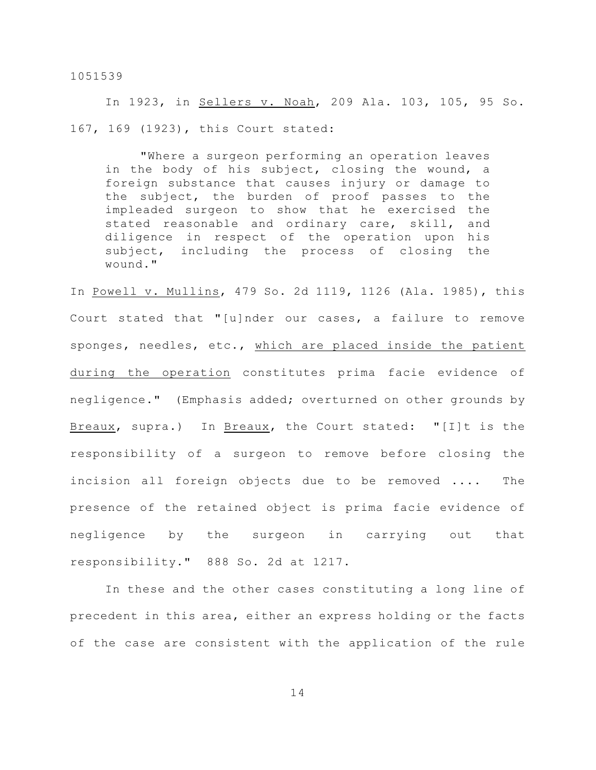In 1923, in Sellers v. Noah, 209 Ala. 103, 105, 95 So. 167, 169 (1923), this Court stated:

> "Where a surgeon performing an operation leaves in the body of his subject, closing the wound, a foreign substance that causes injury or damage to the subject, the burden of proof passes to the impleaded surgeon to show that he exercised the stated reasonable and ordinary care, skill, and diligence in respect of the operation upon his subject, including the process of closing the wound."

In Powell v. Mullins, 479 So. 2d 1119, 1126 (Ala. 1985), this Court stated that "[u]nder our cases, a failure to remove sponges, needles, etc., which are placed inside the patient during the operation constitutes prima facie evidence of negligence." (Emphasis added; overturned on other grounds by Breaux, supra.) In Breaux, the Court stated: "[I]t is the responsibility of a surgeon to remove before closing the incision all foreign objects due to be removed .... The presence of the retained object is prima facie evidence of negligence by the surgeon in carrying out that responsibility." 888 So. 2d at 1217.

In these and the other cases constituting a long line of precedent in this area, either an express holding or the facts of the case are consistent with the application of the rule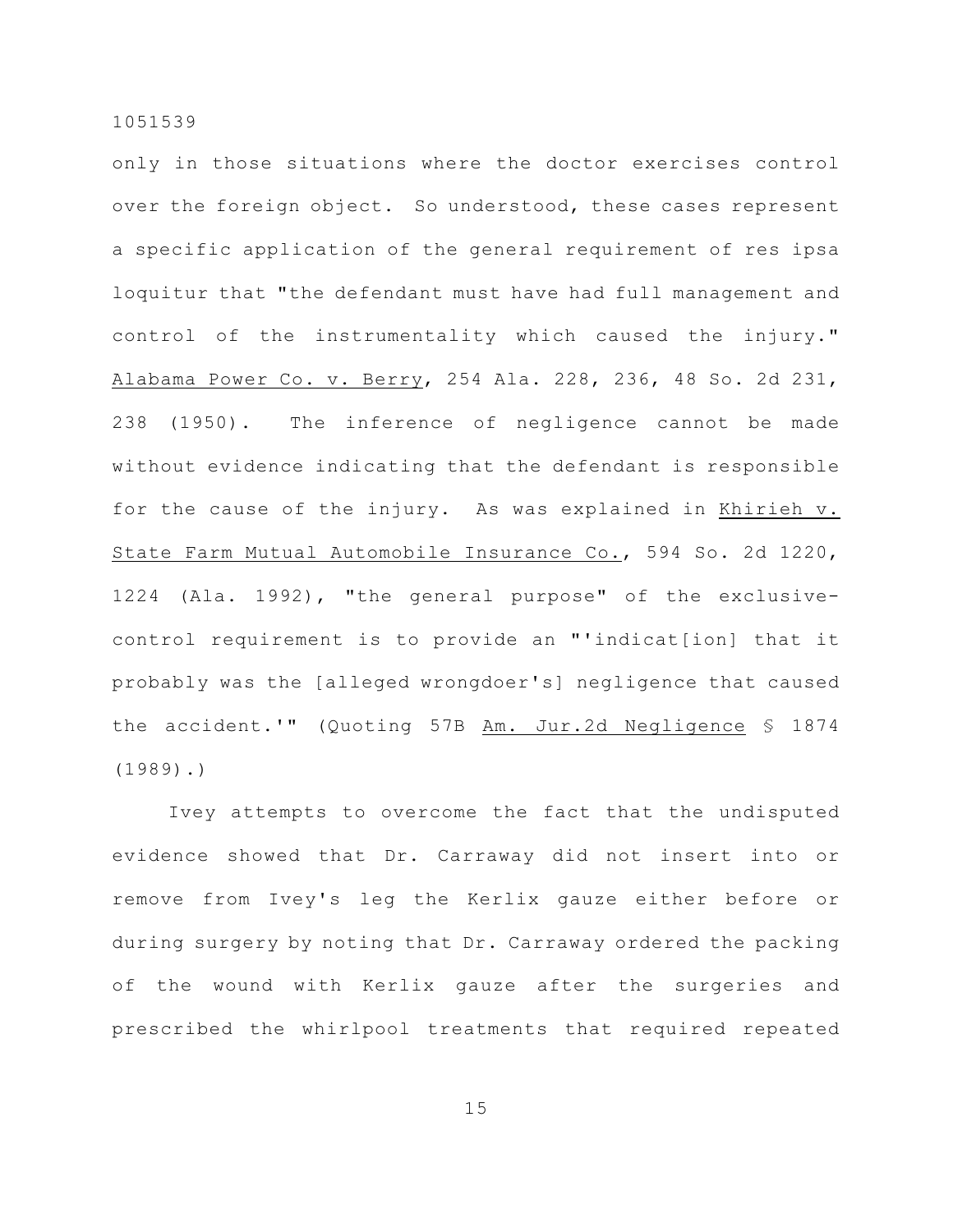only in those situations where the doctor exercises control over the foreign object. So understood, these cases represent a specific application of the general requirement of res ipsa loquitur that "the defendant must have had full management and control of the instrumentality which caused the injury." Alabama Power Co. v. Berry, 254 Ala. 228, 236, 48 So. 2d 231, 238 (1950). The inference of negligence cannot be made without evidence indicating that the defendant is responsible for the cause of the injury. As was explained in Khirieh v. State Farm Mutual Automobile Insurance Co., 594 So. 2d 1220, 1224 (Ala. 1992), "the general purpose" of the exclusive-control requirement is to provide an "'indicat[ion] that it probably was the [alleged wrongdoer's] negligence that caused the accident.'" (Quoting 57B Am. Jur.2d Negligence § 1874 (1989).)

Ivey attempts to overcome the fact that the undisputed evidence showed that Dr. Carraway did not insert into or remove from Ivey's leg the Kerlix gauze either before or during surgery by noting that Dr. Carraway ordered the packing of the wound with Kerlix gauze after the surgeries and prescribed the whirlpool treatments that required repeated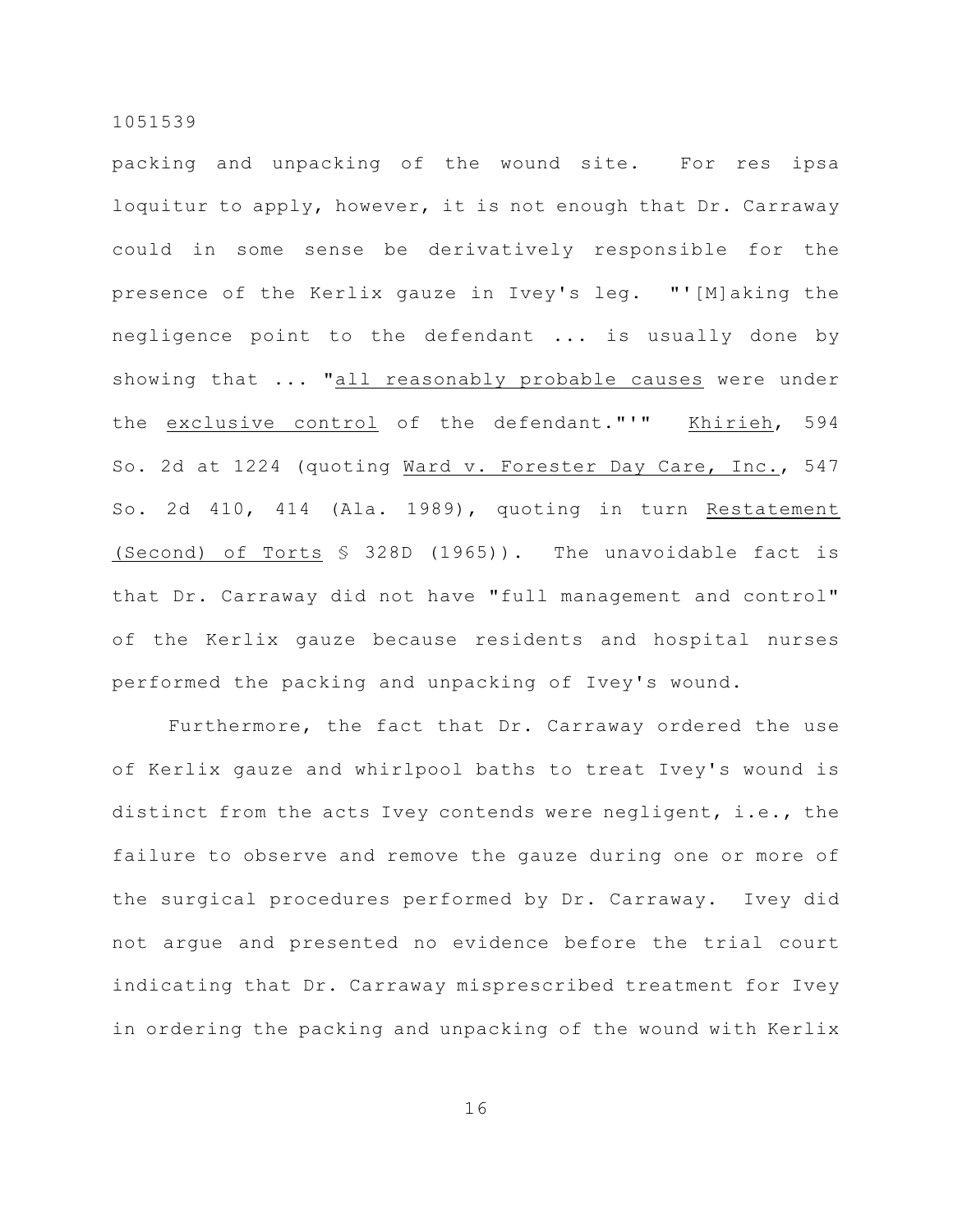packing and unpacking of the wound site. For res ipsa loquitur to apply, however, it is not enough that Dr. Carraway could in some sense be derivatively responsible for the presence of the Kerlix gauze in Ivey's leg. "'[M]aking the negligence point to the defendant ... is usually done by showing that ... "all reasonably probable causes were under the exclusive control of the defendant."'" Khirieh, 594 So. 2d at 1224 (quoting Ward v. Forester Day Care, Inc., 547 So. 2d 410, 414 (Ala. 1989), quoting in turn Restatement (Second) of Torts § 328D (1965)). The unavoidable fact is that Dr. Carraway did not have "full management and control" of the Kerlix gauze because residents and hospital nurses performed the packing and unpacking of Ivey's wound.

Furthermore, the fact that Dr. Carraway ordered the use of Kerlix gauze and whirlpool baths to treat Ivey's wound is distinct from the acts Ivey contends were negligent, i.e., the failure to observe and remove the gauze during one or more of the surgical procedures performed by Dr. Carraway. Ivey did not argue and presented no evidence before the trial court indicating that Dr. Carraway misprescribed treatment for Ivey in ordering the packing and unpacking of the wound with Kerlix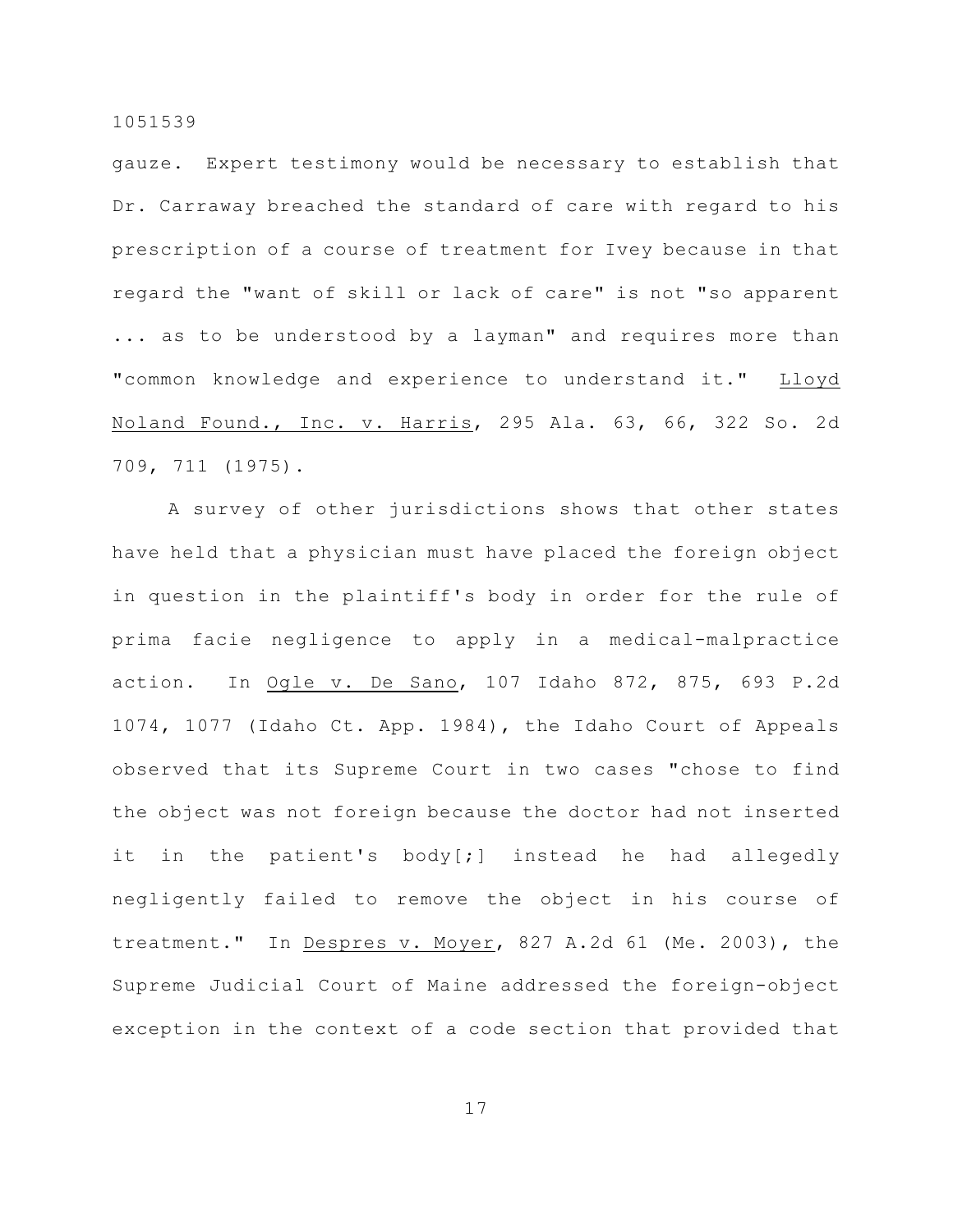gauze. Expert testimony would be necessary to establish that Dr. Carraway breached the standard of care with regard to his prescription of a course of treatment for Ivey because in that regard the "want of skill or lack of care" is not "so apparent ... as to be understood by a layman" and requires more than "common knowledge and experience to understand it." Lloyd Noland Found., Inc. v. Harris, 295 Ala. 63, 66, 322 So. 2d 709, 711 (1975).

A survey of other jurisdictions shows that other states have held that a physician must have placed the foreign object in question in the plaintiff's body in order for the rule of prima facie negligence to apply in a medical-malpractice action. In Ogle v. De Sano, 107 Idaho 872, 875, 693 P.2d 1074, 1077 (Idaho Ct. App. 1984), the Idaho Court of Appeals observed that its Supreme Court in two cases "chose to find the object was not foreign because the doctor had not inserted it in the patient's body[;] instead he had allegedly negligently failed to remove the object in his course of treatment." In Despres v. Moyer, 827 A.2d 61 (Me. 2003), the Supreme Judicial Court of Maine addressed the foreign-object exception in the context of a code section that provided that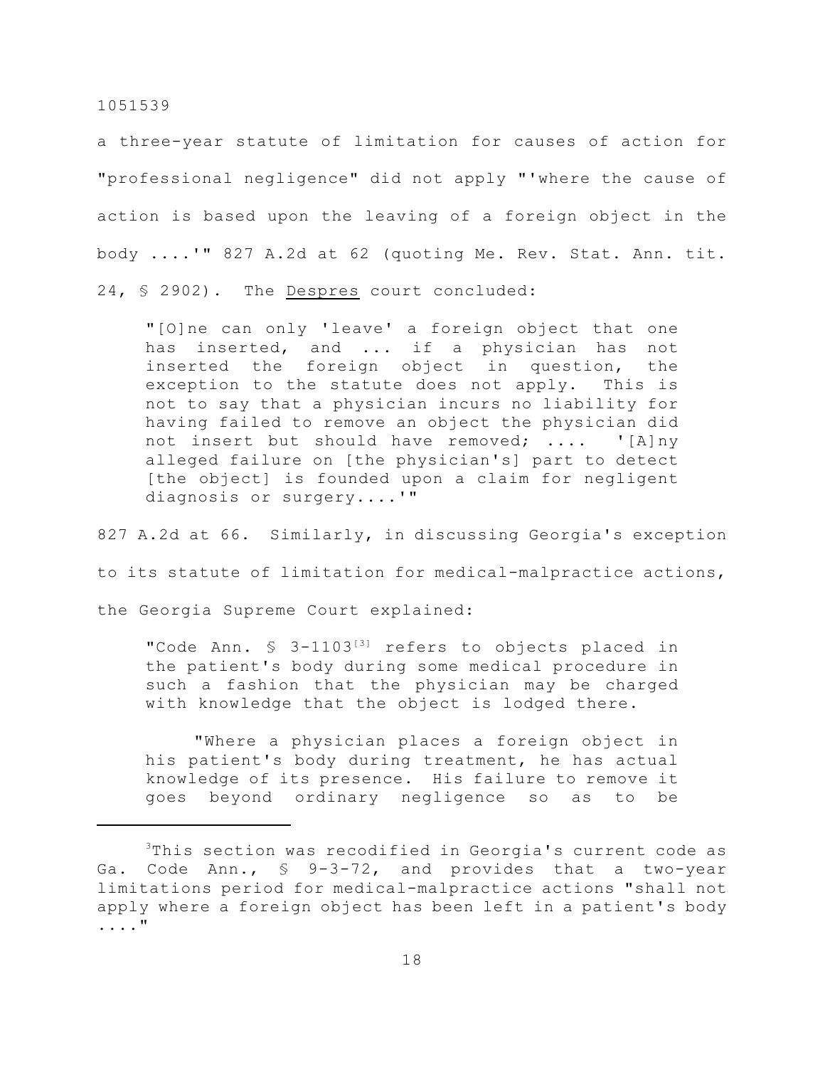a three-year statute of limitation for causes of action for "professional negligence" did not apply "'where the cause of action is based upon the leaving of a foreign object in the body ....'" 827 A.2d at 62 (quoting Me. Rev. Stat. Ann. tit. 24, § 2902). The Despres court concluded:

> "[O]ne can only 'leave' a foreign object that one has inserted, and ... if a physician has not inserted the foreign object in question, the exception to the statute does not apply. This is not to say that a physician incurs no liability for having failed to remove an object the physician did not insert but should have removed; .... '[A]ny alleged failure on [the physician's] part to detect [the object] is founded upon a claim for negligent diagnosis or surgery....'"

827 A.2d at 66. Similarly, in discussing Georgia's exception to its statute of limitation for medical-malpractice actions, the Georgia Supreme Court explained:

> "Code Ann. § 3-1103[3] refers to objects placed in the patient's body during some medical procedure in such a fashion that the physician may be charged with knowledge that the object is lodged there.
>
> "Where a physician places a foreign object in his patient's body during treatment, he has actual knowledge of its presence. His failure to remove it goes beyond ordinary negligence so as to be

---

[3] This section was recodified in Georgia's current code as Ga. Code Ann., § 9-3-72, and provides that a two-year limitations period for medical-malpractice actions "shall not apply where a foreign object has been left in a patient's body ...."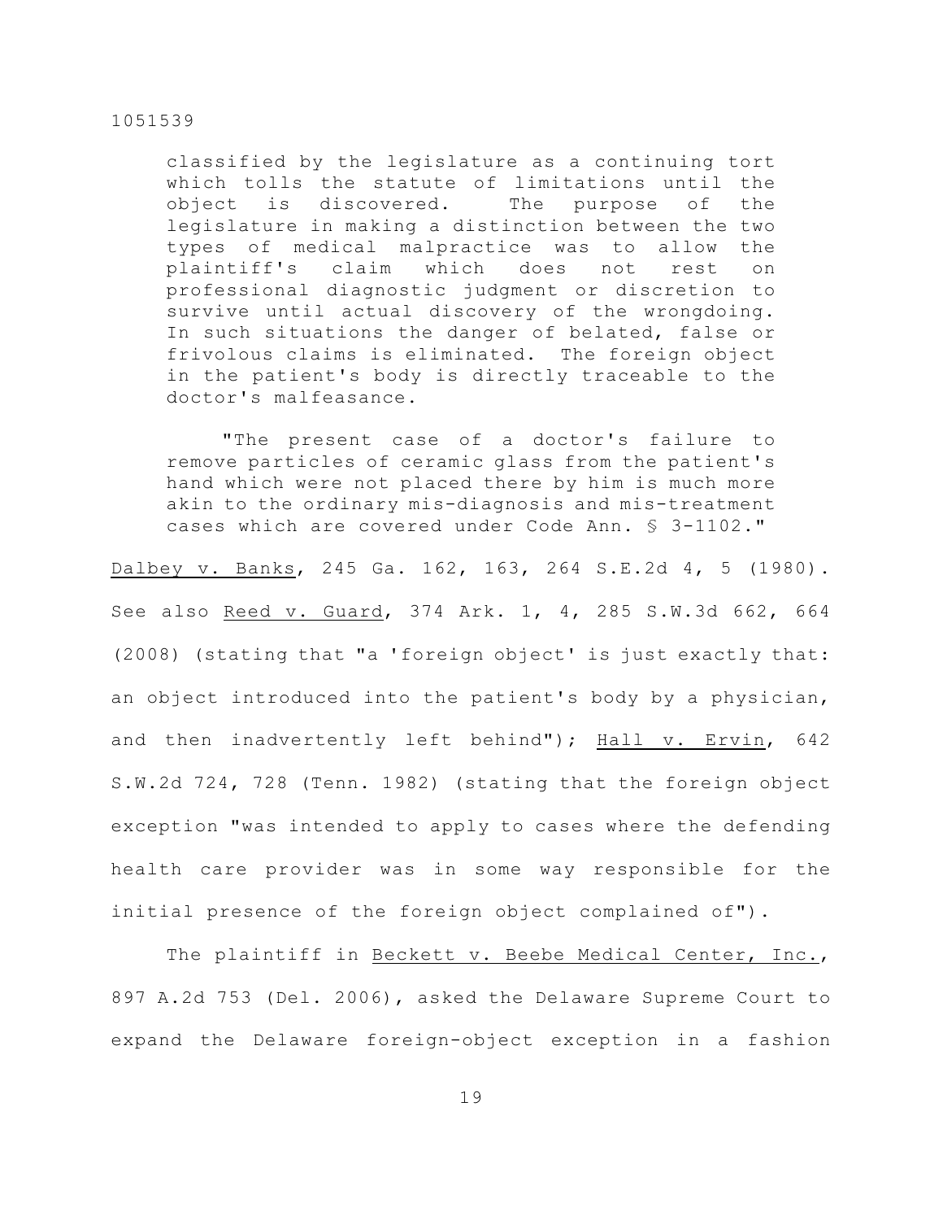> classified by the legislature as a continuing tort which tolls the statute of limitations until the object is discovered. The purpose of the legislature in making a distinction between the two types of medical malpractice was to allow the plaintiff's claim which does not rest on professional diagnostic judgment or discretion to survive until actual discovery of the wrongdoing. In such situations the danger of belated, false or frivolous claims is eliminated. The foreign object in the patient's body is directly traceable to the doctor's malfeasance.
>
> "The present case of a doctor's failure to remove particles of ceramic glass from the patient's hand which were not placed there by him is much more akin to the ordinary mis-diagnosis and mis-treatment cases which are covered under Code Ann. § 3-1102."

Dalbey v. Banks, 245 Ga. 162, 163, 264 S.E.2d 4, 5 (1980). See also Reed v. Guard, 374 Ark. 1, 4, 285 S.W.3d 662, 664 (2008) (stating that "a 'foreign object' is just exactly that: an object introduced into the patient's body by a physician, and then inadvertently left behind"); Hall v. Ervin, 642 S.W.2d 724, 728 (Tenn. 1982) (stating that the foreign object exception "was intended to apply to cases where the defending health care provider was in some way responsible for the initial presence of the foreign object complained of").

The plaintiff in Beckett v. Beebe Medical Center, Inc., 897 A.2d 753 (Del. 2006), asked the Delaware Supreme Court to expand the Delaware foreign-object exception in a fashion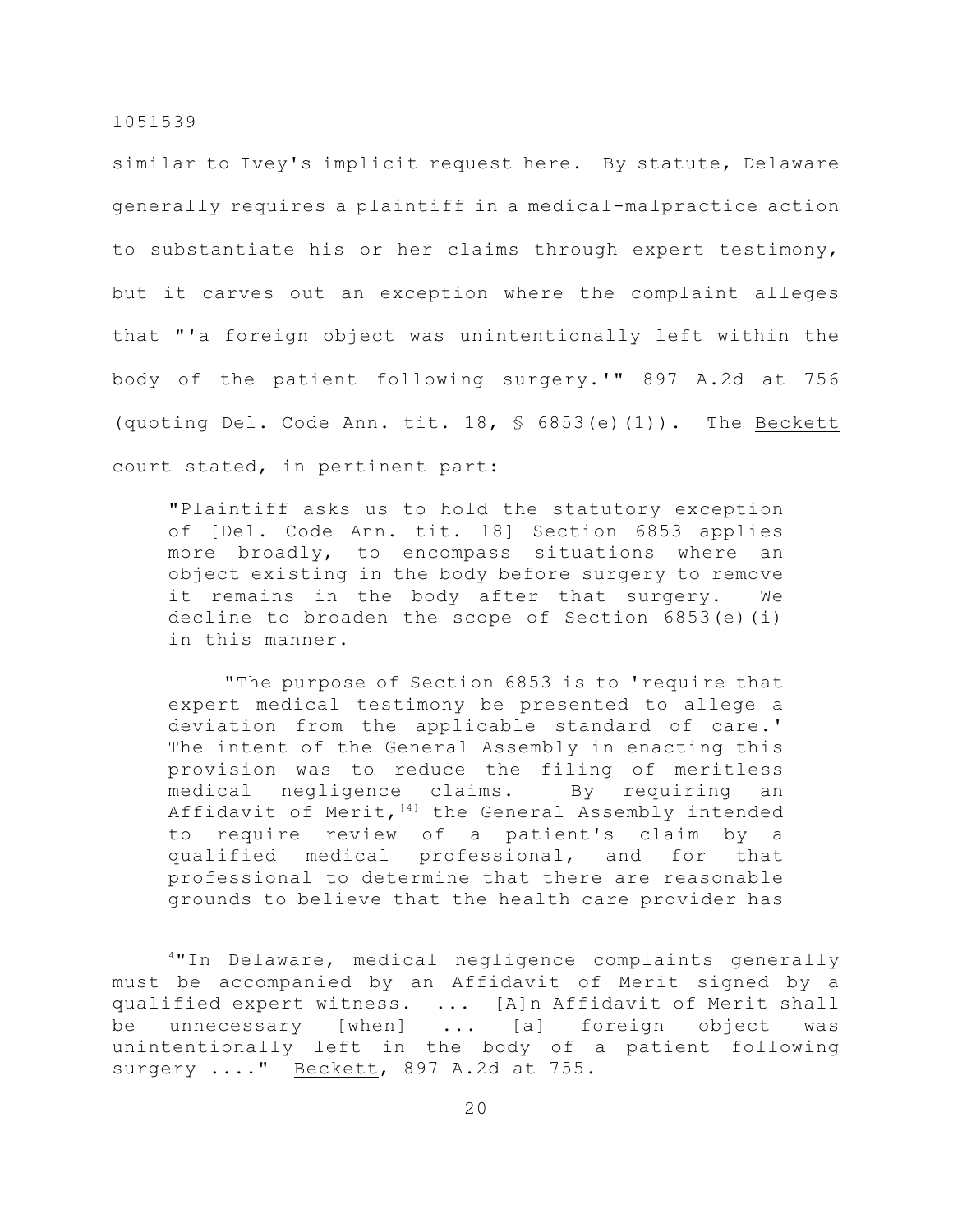similar to Ivey's implicit request here. By statute, Delaware generally requires a plaintiff in a medical-malpractice action to substantiate his or her claims through expert testimony, but it carves out an exception where the complaint alleges that "'a foreign object was unintentionally left within the body of the patient following surgery.'" 897 A.2d at 756 (quoting Del. Code Ann. tit. 18, § 6853(e)(1)). The <u>Beckett</u> court stated, in pertinent part:

> "Plaintiff asks us to hold the statutory exception of [Del. Code Ann. tit. 18] Section 6853 applies more broadly, to encompass situations where an object existing in the body before surgery to remove it remains in the body after that surgery. We decline to broaden the scope of Section 6853(e)(i) in this manner.
>
> "The purpose of Section 6853 is to 'require that expert medical testimony be presented to allege a deviation from the applicable standard of care.' The intent of the General Assembly in enacting this provision was to reduce the filing of meritless medical negligence claims. By requiring an Affidavit of Merit,[4] the General Assembly intended to require review of a patient's claim by a qualified medical professional, and for that professional to determine that there are reasonable grounds to believe that the health care provider has

---

[4]"In Delaware, medical negligence complaints generally must be accompanied by an Affidavit of Merit signed by a qualified expert witness. ... [A]n Affidavit of Merit shall be unnecessary [when] ... [a] foreign object was unintentionally left in the body of a patient following surgery ...." <u>Beckett</u>, 897 A.2d at 755.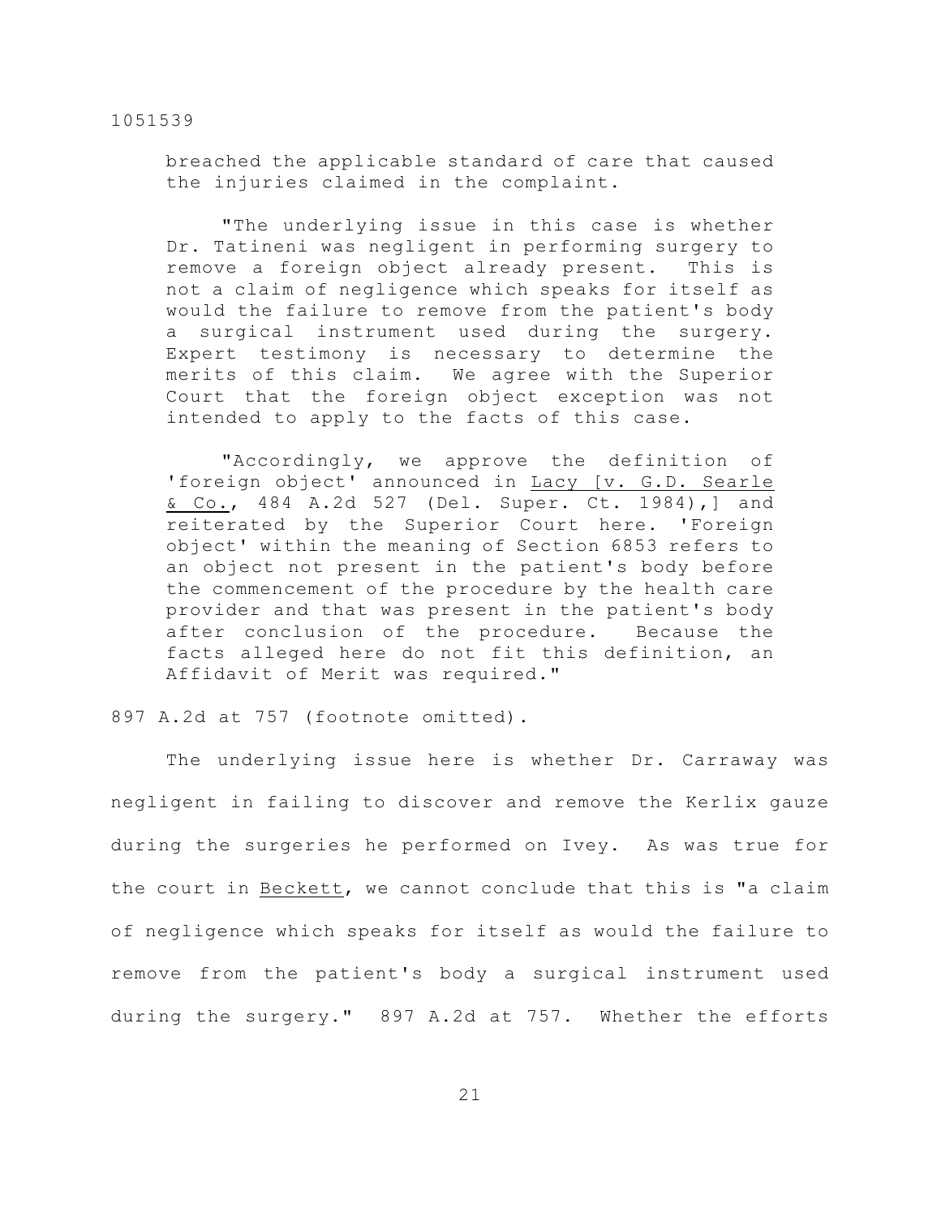breached the applicable standard of care that caused the injuries claimed in the complaint.

> "The underlying issue in this case is whether Dr. Tatineni was negligent in performing surgery to remove a foreign object already present. This is not a claim of negligence which speaks for itself as would the failure to remove from the patient's body a surgical instrument used during the surgery. Expert testimony is necessary to determine the merits of this claim. We agree with the Superior Court that the foreign object exception was not intended to apply to the facts of this case.
>
> "Accordingly, we approve the definition of 'foreign object' announced in Lacy [v. G.D. Searle & Co., 484 A.2d 527 (Del. Super. Ct. 1984),] and reiterated by the Superior Court here. 'Foreign object' within the meaning of Section 6853 refers to an object not present in the patient's body before the commencement of the procedure by the health care provider and that was present in the patient's body after conclusion of the procedure. Because the facts alleged here do not fit this definition, an Affidavit of Merit was required."

897 A.2d at 757 (footnote omitted).

The underlying issue here is whether Dr. Carraway was negligent in failing to discover and remove the Kerlix gauze during the surgeries he performed on Ivey. As was true for the court in Beckett, we cannot conclude that this is "a claim of negligence which speaks for itself as would the failure to remove from the patient's body a surgical instrument used during the surgery." 897 A.2d at 757. Whether the efforts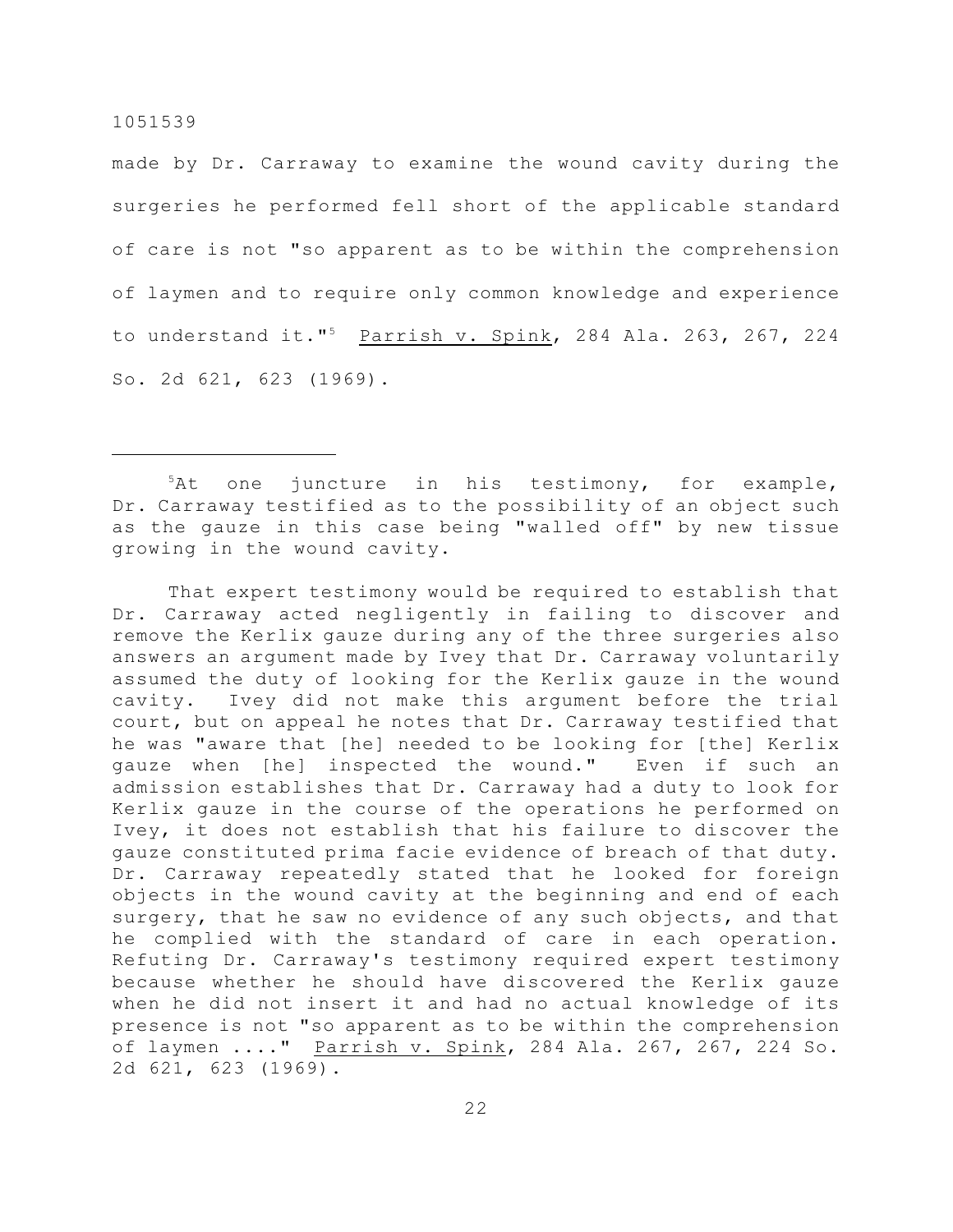made by Dr. Carraway to examine the wound cavity during the surgeries he performed fell short of the applicable standard of care is not "so apparent as to be within the comprehension of laymen and to require only common knowledge and experience to understand it."[5] Parrish v. Spink, 284 Ala. 263, 267, 224 So. 2d 621, 623 (1969).

---

[5]At one juncture in his testimony, for example, Dr. Carraway testified as to the possibility of an object such as the gauze in this case being "walled off" by new tissue growing in the wound cavity.

That expert testimony would be required to establish that Dr. Carraway acted negligently in failing to discover and remove the Kerlix gauze during any of the three surgeries also answers an argument made by Ivey that Dr. Carraway voluntarily assumed the duty of looking for the Kerlix gauze in the wound cavity. Ivey did not make this argument before the trial court, but on appeal he notes that Dr. Carraway testified that he was "aware that [he] needed to be looking for [the] Kerlix gauze when [he] inspected the wound." Even if such an admission establishes that Dr. Carraway had a duty to look for Kerlix gauze in the course of the operations he performed on Ivey, it does not establish that his failure to discover the gauze constituted prima facie evidence of breach of that duty. Dr. Carraway repeatedly stated that he looked for foreign objects in the wound cavity at the beginning and end of each surgery, that he saw no evidence of any such objects, and that he complied with the standard of care in each operation. Refuting Dr. Carraway's testimony required expert testimony because whether he should have discovered the Kerlix gauze when he did not insert it and had no actual knowledge of its presence is not "so apparent as to be within the comprehension of laymen ...." Parrish v. Spink, 284 Ala. 267, 267, 224 So. 2d 621, 623 (1969).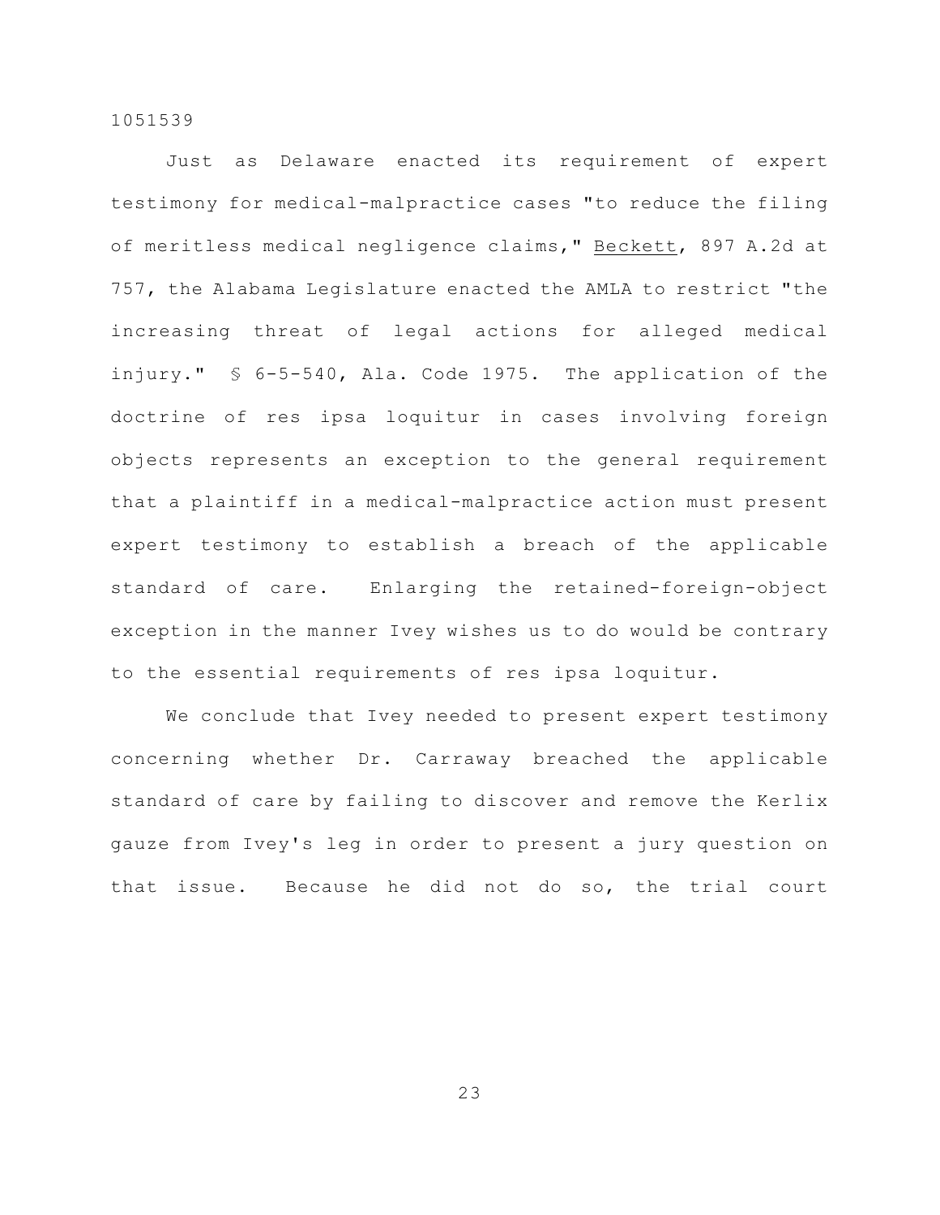Just as Delaware enacted its requirement of expert testimony for medical-malpractice cases "to reduce the filing of meritless medical negligence claims," Beckett, 897 A.2d at 757, the Alabama Legislature enacted the AMLA to restrict "the increasing threat of legal actions for alleged medical injury." § 6-5-540, Ala. Code 1975. The application of the doctrine of res ipsa loquitur in cases involving foreign objects represents an exception to the general requirement that a plaintiff in a medical-malpractice action must present expert testimony to establish a breach of the applicable standard of care. Enlarging the retained-foreign-object exception in the manner Ivey wishes us to do would be contrary to the essential requirements of res ipsa loquitur.

We conclude that Ivey needed to present expert testimony concerning whether Dr. Carraway breached the applicable standard of care by failing to discover and remove the Kerlix gauze from Ivey's leg in order to present a jury question on that issue. Because he did not do so, the trial court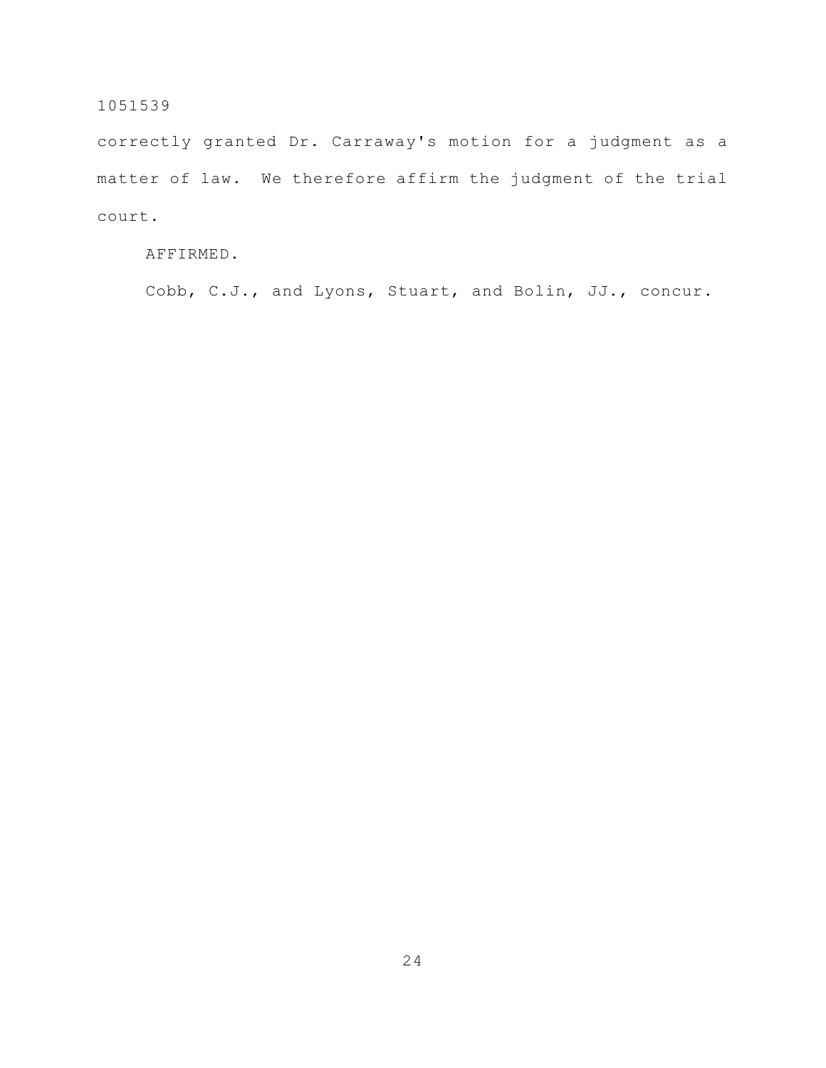correctly granted Dr. Carraway's motion for a judgment as a matter of law. We therefore affirm the judgment of the trial court.

AFFIRMED.

Cobb, C.J., and Lyons, Stuart, and Bolin, JJ., concur.